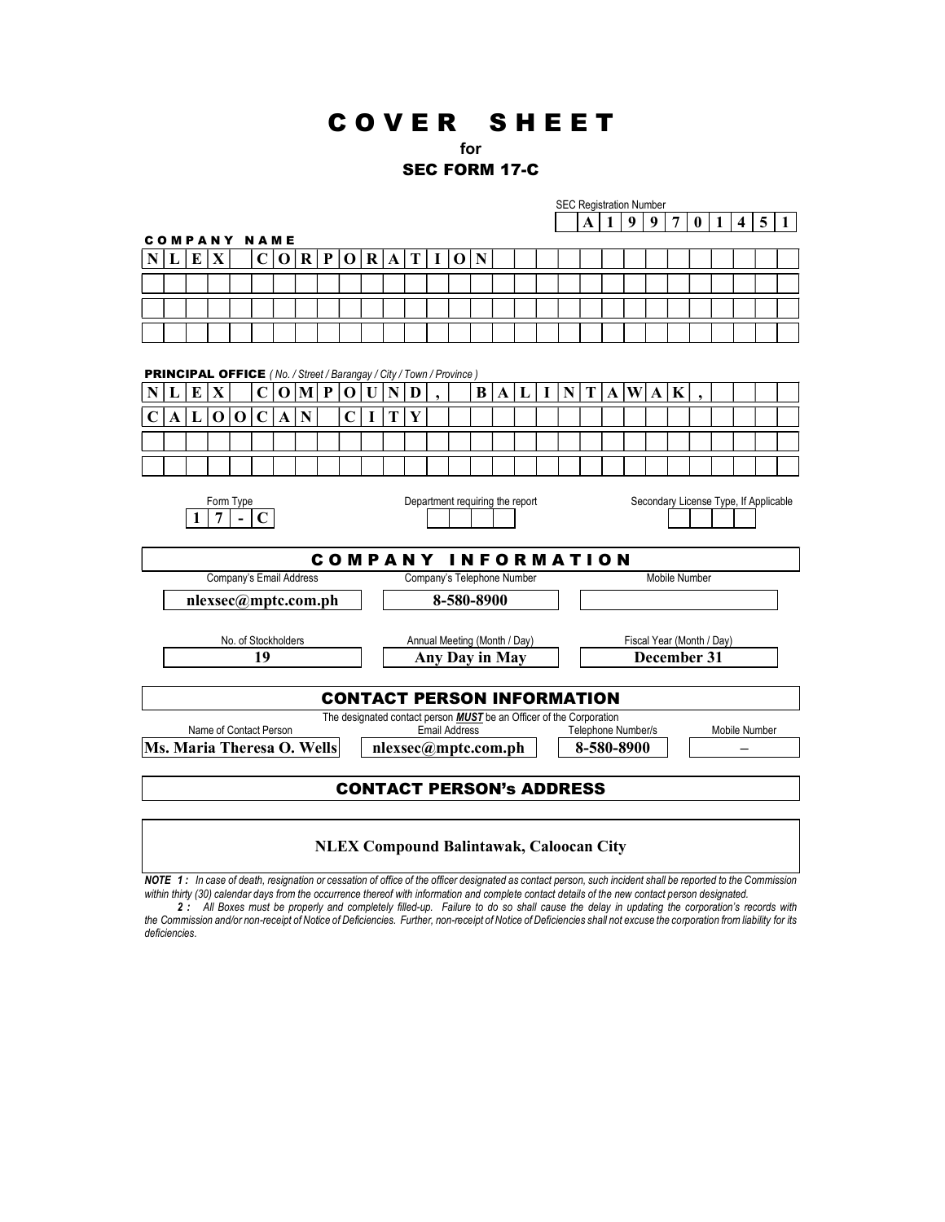# COVER SHEET

**for**

**SEC FORM 17-C**

SEC Registration Number: **A 1 9 9 7 0 1 4 5 1**

**COMPANY NAME**

**NLEX CORPORATION**

**PRINCIPAL OFFICE** *( No. / Street / Barangay / City / Town / Province )*

**NLEX COMPOUND, BALINTAWAK, CALOOCAN CITY**

| Form Type | Department requiring the report | Secondary License Type, If Applicable |
|---|---|---|
| **17-C** | | |

## COMPANY INFORMATION

| Company's Email Address | Company's Telephone Number | Mobile Number |
|---|---|---|
| **nlexsec@mptc.com.ph** | **8-580-8900** | |

| No. of Stockholders | Annual Meeting (Month / Day) | Fiscal Year (Month / Day) |
|---|---|---|
| **19** | **Any Day in May** | **December 31** |

## CONTACT PERSON INFORMATION

The designated contact person ***MUST*** be an Officer of the Corporation

| Name of Contact Person | Email Address | Telephone Number/s | Mobile Number |
|---|---|---|---|
| **Ms. Maria Theresa O. Wells** | **nlexsec@mptc.com.ph** | **8-580-8900** | **–** |

## CONTACT PERSON's ADDRESS

**NLEX Compound Balintawak, Caloocan City**

***NOTE 1 :*** *In case of death, resignation or cessation of office of the officer designated as contact person, such incident shall be reported to the Commission within thirty (30) calendar days from the occurrence thereof with information and complete contact details of the new contact person designated.*

***2 :*** *All Boxes must be properly and completely filled-up. Failure to do so shall cause the delay in updating the corporation's records with the Commission and/or non-receipt of Notice of Deficiencies. Further, non-receipt of Notice of Deficiencies shall not excuse the corporation from liability for its deficiencies.*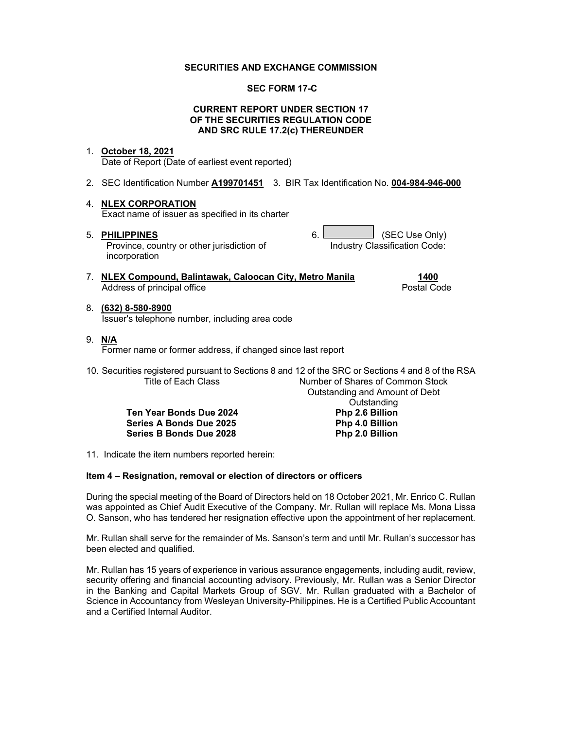**SECURITIES AND EXCHANGE COMMISSION**

**SEC FORM 17-C**

**CURRENT REPORT UNDER SECTION 17 OF THE SECURITIES REGULATION CODE AND SRC RULE 17.2(c) THEREUNDER**

1. **October 18, 2021**
   Date of Report (Date of earliest event reported)

2. SEC Identification Number **A199701451** 3. BIR Tax Identification No. **004-984-946-000**

4. **NLEX CORPORATION**
   Exact name of issuer as specified in its charter

5. **PHILIPPINES**
   Province, country or other jurisdiction of incorporation

6. (SEC Use Only)
   Industry Classification Code:

7. **NLEX Compound, Balintawak, Caloocan City, Metro Manila** — **1400**
   Address of principal office — Postal Code

8. **(632) 8-580-8900**
   Issuer's telephone number, including area code

9. **N/A**
   Former name or former address, if changed since last report

10. Securities registered pursuant to Sections 8 and 12 of the SRC or Sections 4 and 8 of the RSA

| Title of Each Class | Number of Shares of Common Stock Outstanding and Amount of Debt Outstanding |
|---|---|
| **Ten Year Bonds Due 2024** | **Php 2.6 Billion** |
| **Series A Bonds Due 2025** | **Php 4.0 Billion** |
| **Series B Bonds Due 2028** | **Php 2.0 Billion** |

11. Indicate the item numbers reported herein:

**Item 4 – Resignation, removal or election of directors or officers**

During the special meeting of the Board of Directors held on 18 October 2021, Mr. Enrico C. Rullan was appointed as Chief Audit Executive of the Company. Mr. Rullan will replace Ms. Mona Lissa O. Sanson, who has tendered her resignation effective upon the appointment of her replacement.

Mr. Rullan shall serve for the remainder of Ms. Sanson's term and until Mr. Rullan's successor has been elected and qualified.

Mr. Rullan has 15 years of experience in various assurance engagements, including audit, review, security offering and financial accounting advisory. Previously, Mr. Rullan was a Senior Director in the Banking and Capital Markets Group of SGV. Mr. Rullan graduated with a Bachelor of Science in Accountancy from Wesleyan University-Philippines. He is a Certified Public Accountant and a Certified Internal Auditor.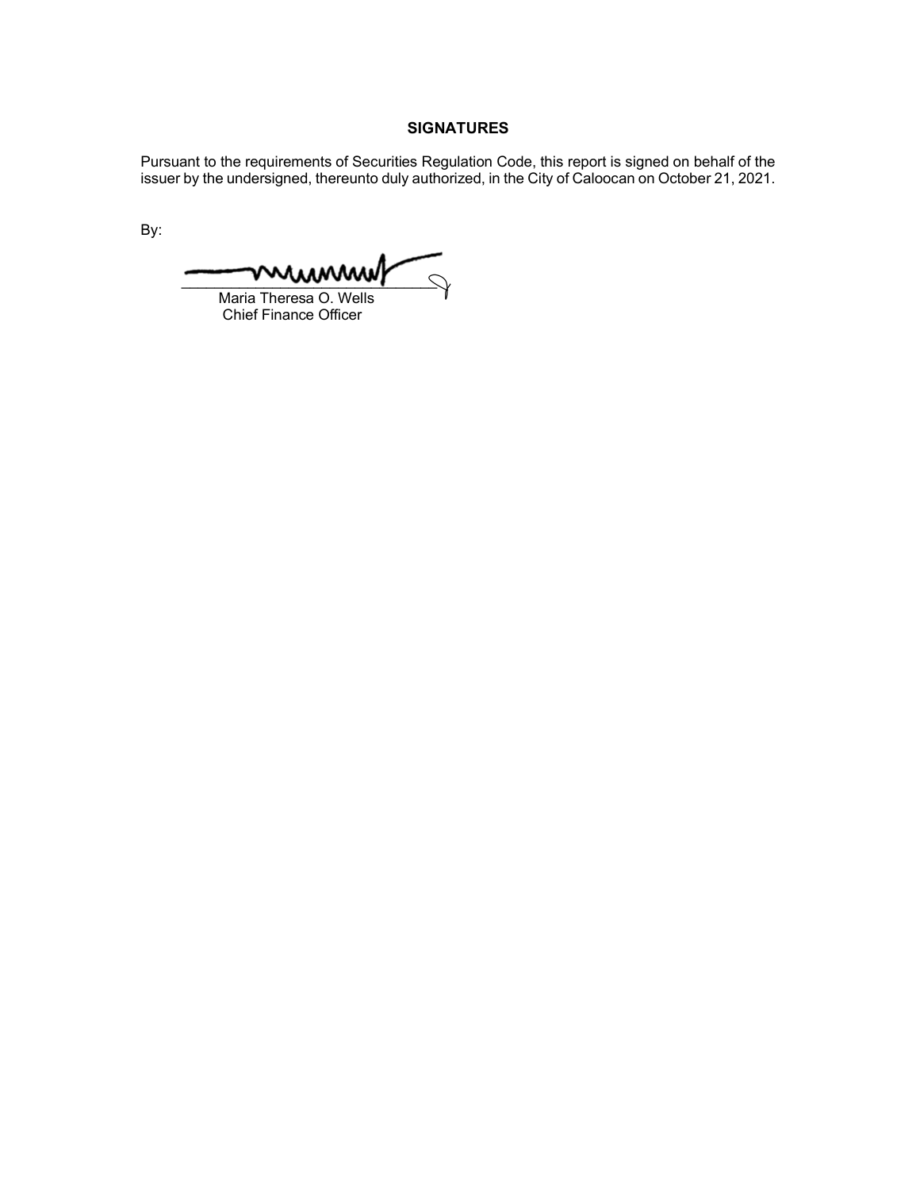## SIGNATURES

Pursuant to the requirements of Securities Regulation Code, this report is signed on behalf of the issuer by the undersigned, thereunto duly authorized, in the City of Caloocan on October 21, 2021.

By:

Maria Theresa O. Wells
Chief Finance Officer